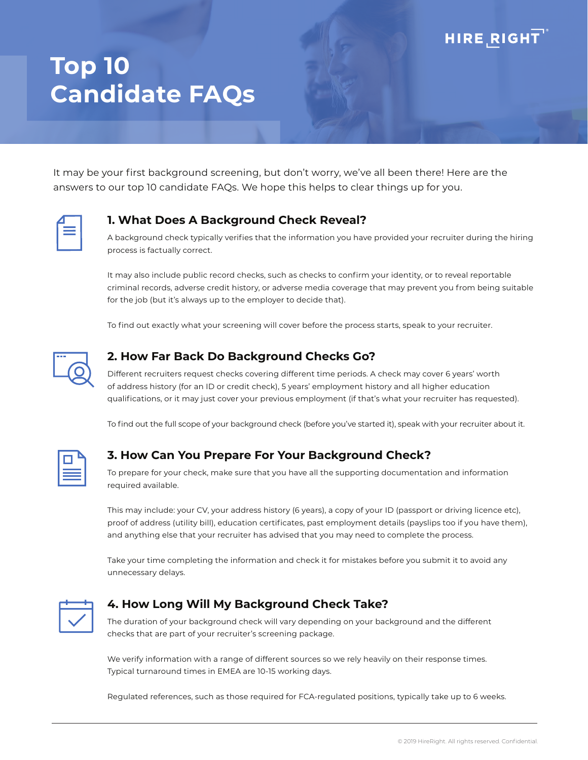# Top 10 Candidate FAQs

It may be your first background screening, but don't worry, we've all been there! Here are the answers to our top 10 candidate FAQs. We hope this helps to clear things up for you.

## 1. What Does A Background Check Reveal?

A background check typically verifies that the information you have provided your recruiter during the hiring process is factually correct.

It may also include public record checks, such as checks to confirm your identity, or to reveal reportable criminal records, adverse credit history, or adverse media coverage that may prevent you from being suitable for the job (but it's always up to the employer to decide that).

To find out exactly what your screening will cover before the process starts, speak to your recruiter.

## 2. How Far Back Do Background Checks Go?

Different recruiters request checks covering different time periods. A check may cover 6 years' worth of address history (for an ID or credit check), 5 years' employment history and all higher education qualifications, or it may just cover your previous employment (if that's what your recruiter has requested).

To find out the full scope of your background check (before you've started it), speak with your recruiter about it.

## 3. How Can You Prepare For Your Background Check?

To prepare for your check, make sure that you have all the supporting documentation and information required available.

This may include: your CV, your address history (6 years), a copy of your ID (passport or driving licence etc), proof of address (utility bill), education certificates, past employment details (payslips too if you have them), and anything else that your recruiter has advised that you may need to complete the process.

Take your time completing the information and check it for mistakes before you submit it to avoid any unnecessary delays.

## 4. How Long Will My Background Check Take?

The duration of your background check will vary depending on your background and the different checks that are part of your recruiter's screening package.

We verify information with a range of different sources so we rely heavily on their response times. Typical turnaround times in EMEA are 10-15 working days.

Regulated references, such as those required for FCA-regulated positions, typically take up to 6 weeks.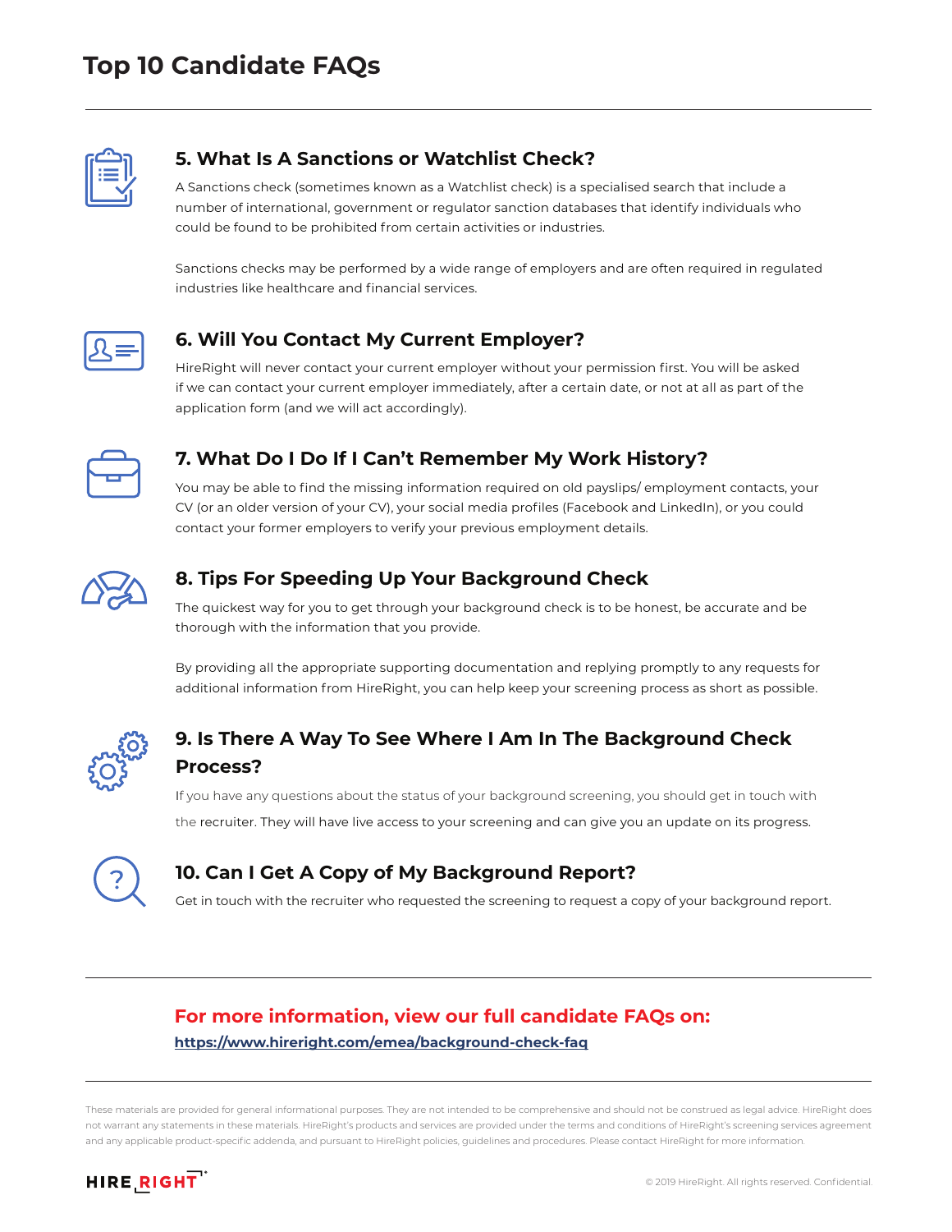# Top 10 Candidate FAQs

## 5. What Is A Sanctions or Watchlist Check?

A Sanctions check (sometimes known as a Watchlist check) is a specialised search that include a number of international, government or regulator sanction databases that identify individuals who could be found to be prohibited from certain activities or industries.

Sanctions checks may be performed by a wide range of employers and are often required in regulated industries like healthcare and financial services.

## 6. Will You Contact My Current Employer?

HireRight will never contact your current employer without your permission first. You will be asked if we can contact your current employer immediately, after a certain date, or not at all as part of the application form (and we will act accordingly).

## 7. What Do I Do If I Can't Remember My Work History?

You may be able to find the missing information required on old payslips/ employment contacts, your CV (or an older version of your CV), your social media profiles (Facebook and LinkedIn), or you could contact your former employers to verify your previous employment details.

## 8. Tips For Speeding Up Your Background Check

The quickest way for you to get through your background check is to be honest, be accurate and be thorough with the information that you provide.

By providing all the appropriate supporting documentation and replying promptly to any requests for additional information from HireRight, you can help keep your screening process as short as possible.

## 9. Is There A Way To See Where I Am In The Background Check Process?

If you have any questions about the status of your background screening, you should get in touch with the recruiter. They will have live access to your screening and can give you an update on its progress.

## 10. Can I Get A Copy of My Background Report?

Get in touch with the recruiter who requested the screening to request a copy of your background report.

**For more information, view our full candidate FAQs on:**

**https://www.hireright.com/emea/background-check-faq**

These materials are provided for general informational purposes. They are not intended to be comprehensive and should not be construed as legal advice. HireRight does not warrant any statements in these materials. HireRight's products and services are provided under the terms and conditions of HireRight's screening services agreement and any applicable product-specific addenda, and pursuant to HireRight policies, guidelines and procedures. Please contact HireRight for more information.

HIRE RIGHT

© 2019 HireRight. All rights reserved. Confidential.